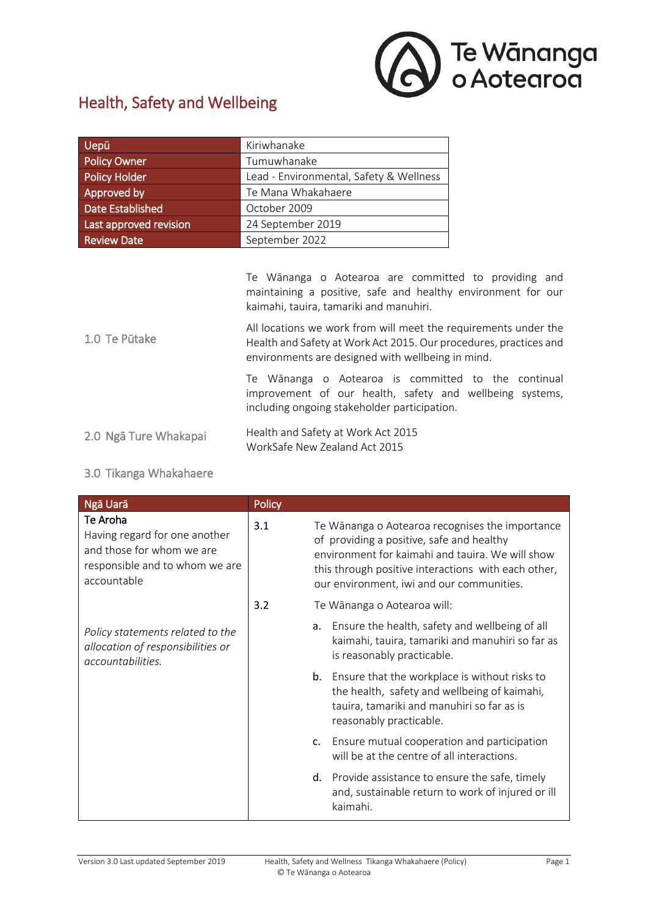# Health, Safety and Wellbeing

| | |
|---|---|
| Uepū | Kiriwhanake |
| Policy Owner | Tumuwhanake |
| Policy Holder | Lead - Environmental, Safety & Wellness |
| Approved by | Te Mana Whakahaere |
| Date Established | October 2009 |
| Last approved revision | 24 September 2019 |
| Review Date | September 2022 |

## 1.0 Te Pūtake

Te Wānanga o Aotearoa are committed to providing and maintaining a positive, safe and healthy environment for our kaimahi, tauira, tamariki and manuhiri.

All locations we work from will meet the requirements under the Health and Safety at Work Act 2015. Our procedures, practices and environments are designed with wellbeing in mind.

Te Wānanga o Aotearoa is committed to the continual improvement of our health, safety and wellbeing systems, including ongoing stakeholder participation.

## 2.0 Ngā Ture Whakapai

Health and Safety at Work Act 2015
WorkSafe New Zealand Act 2015

## 3.0 Tikanga Whakahaere

| Ngā Uarā | Policy | |
|---|---|---|
| **Te Aroha**<br>Having regard for one another and those for whom we are responsible and to whom we are accountable | 3.1 | Te Wānanga o Aotearoa recognises the importance of providing a positive, safe and healthy environment for kaimahi and tauira. We will show this through positive interactions with each other, our environment, iwi and our communities. |
| *Policy statements related to the allocation of responsibilities or accountabilities.* | 3.2 | Te Wānanga o Aotearoa will:<br>a. Ensure the health, safety and wellbeing of all kaimahi, tauira, tamariki and manuhiri so far as is reasonably practicable.<br>b. Ensure that the workplace is without risks to the health, safety and wellbeing of kaimahi, tauira, tamariki and manuhiri so far as is reasonably practicable.<br>c. Ensure mutual cooperation and participation will be at the centre of all interactions.<br>d. Provide assistance to ensure the safe, timely and, sustainable return to work of injured or ill kaimahi. |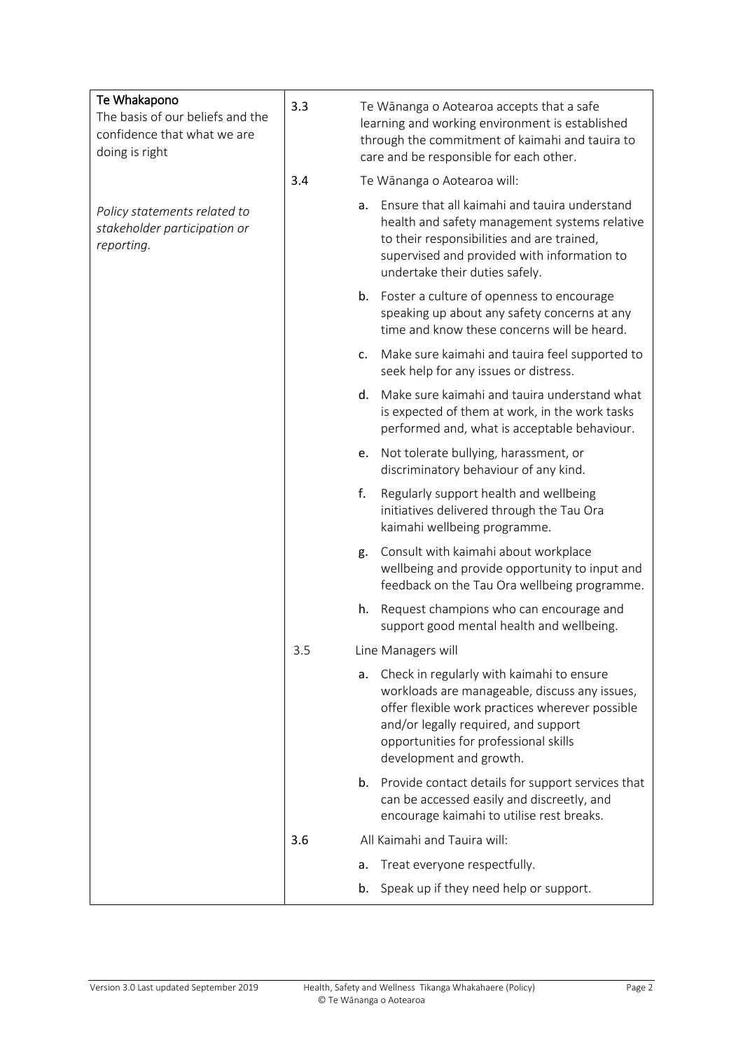| | | |
|---|---|---|
| **Te Whakapono**<br>The basis of our beliefs and the confidence that what we are doing is right | 3.3 | Te Wānanga o Aotearoa accepts that a safe learning and working environment is established through the commitment of kaimahi and tauira to care and be responsible for each other. |
| *Policy statements related to stakeholder participation or reporting.* | 3.4 | Te Wānanga o Aotearoa will:<br>a. Ensure that all kaimahi and tauira understand health and safety management systems relative to their responsibilities and are trained, supervised and provided with information to undertake their duties safely.<br>b. Foster a culture of openness to encourage speaking up about any safety concerns at any time and know these concerns will be heard.<br>c. Make sure kaimahi and tauira feel supported to seek help for any issues or distress.<br>d. Make sure kaimahi and tauira understand what is expected of them at work, in the work tasks performed and, what is acceptable behaviour.<br>e. Not tolerate bullying, harassment, or discriminatory behaviour of any kind.<br>f. Regularly support health and wellbeing initiatives delivered through the Tau Ora kaimahi wellbeing programme.<br>g. Consult with kaimahi about workplace wellbeing and provide opportunity to input and feedback on the Tau Ora wellbeing programme.<br>h. Request champions who can encourage and support good mental health and wellbeing. |
| | 3.5 | Line Managers will<br>a. Check in regularly with kaimahi to ensure workloads are manageable, discuss any issues, offer flexible work practices wherever possible and/or legally required, and support opportunities for professional skills development and growth.<br>b. Provide contact details for support services that can be accessed easily and discreetly, and encourage kaimahi to utilise rest breaks. |
| | 3.6 | All Kaimahi and Tauira will:<br>a. Treat everyone respectfully.<br>b. Speak up if they need help or support. |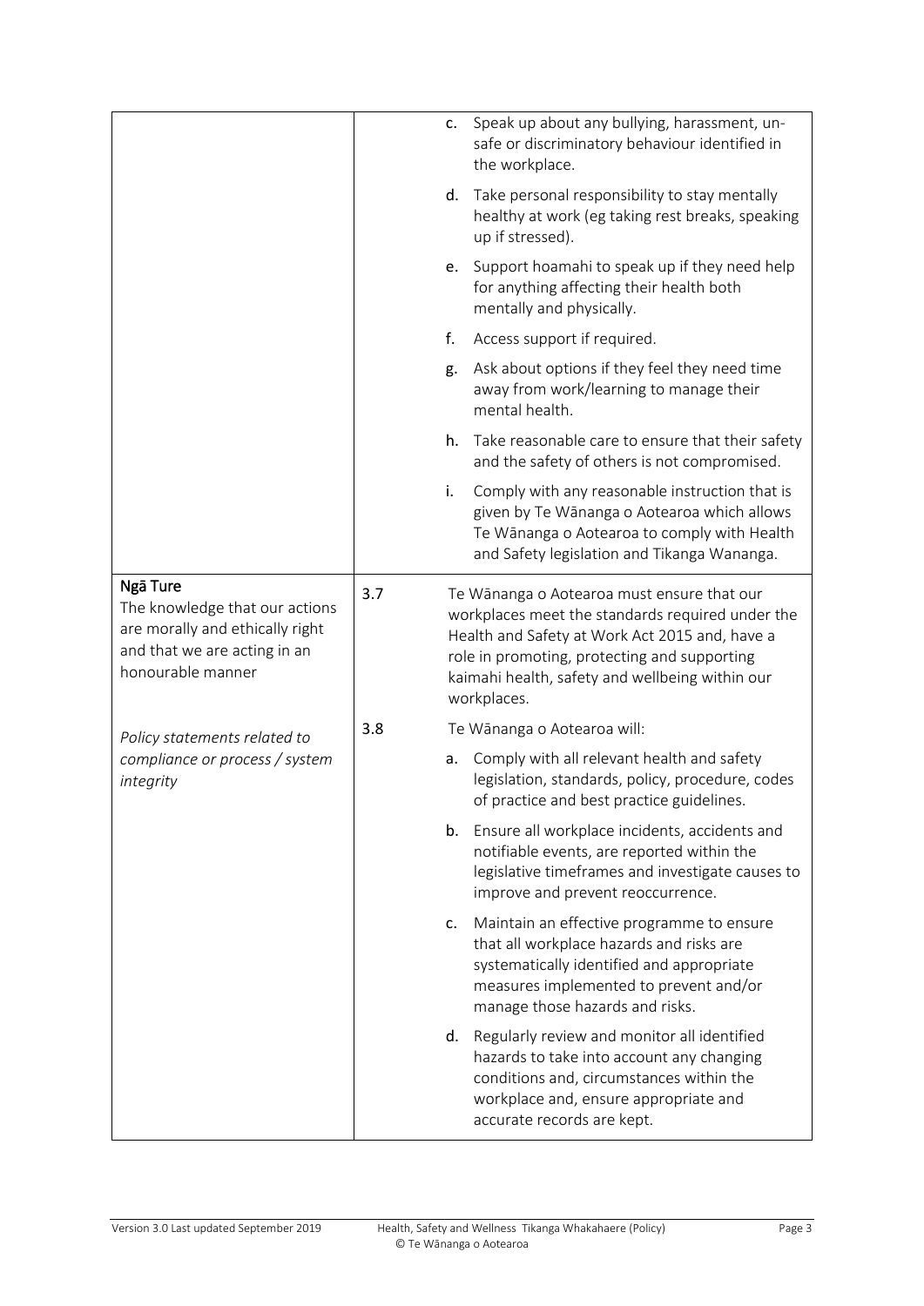| | | |
|---|---|---|
| | | c. Speak up about any bullying, harassment, unsafe or discriminatory behaviour identified in the workplace.<br>d. Take personal responsibility to stay mentally healthy at work (eg taking rest breaks, speaking up if stressed).<br>e. Support hoamahi to speak up if they need help for anything affecting their health both mentally and physically.<br>f. Access support if required.<br>g. Ask about options if they feel they need time away from work/learning to manage their mental health.<br>h. Take reasonable care to ensure that their safety and the safety of others is not compromised.<br>i. Comply with any reasonable instruction that is given by Te Wānanga o Aotearoa which allows Te Wānanga o Aotearoa to comply with Health and Safety legislation and Tikanga Wananga. |
| **Ngā Ture**<br>The knowledge that our actions are morally and ethically right and that we are acting in an honourable manner<br><br>*Policy statements related to compliance or process / system integrity* | 3.7 | Te Wānanga o Aotearoa must ensure that our workplaces meet the standards required under the Health and Safety at Work Act 2015 and, have a role in promoting, protecting and supporting kaimahi health, safety and wellbeing within our workplaces. |
| | 3.8 | Te Wānanga o Aotearoa will:<br>a. Comply with all relevant health and safety legislation, standards, policy, procedure, codes of practice and best practice guidelines.<br>b. Ensure all workplace incidents, accidents and notifiable events, are reported within the legislative timeframes and investigate causes to improve and prevent reoccurrence.<br>c. Maintain an effective programme to ensure that all workplace hazards and risks are systematically identified and appropriate measures implemented to prevent and/or manage those hazards and risks.<br>d. Regularly review and monitor all identified hazards to take into account any changing conditions and, circumstances within the workplace and, ensure appropriate and accurate records are kept. |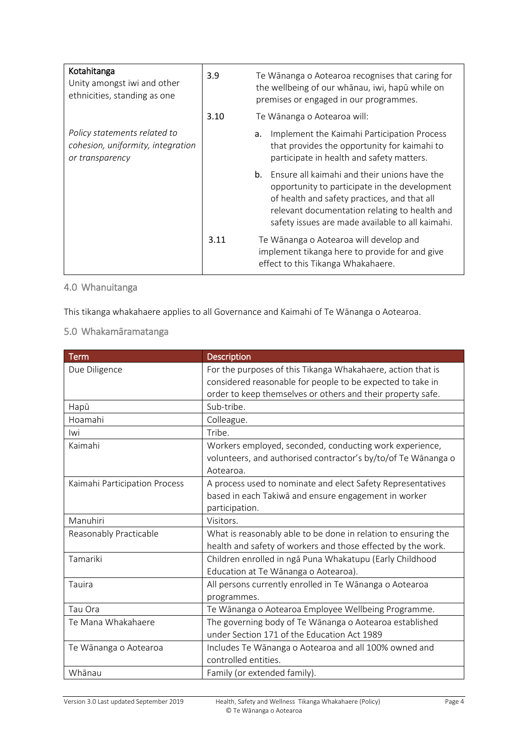| | | |
|---|---|---|
| **Kotahitanga**<br>Unity amongst iwi and other ethnicities, standing as one<br><br>*Policy statements related to cohesion, uniformity, integration or transparency* | 3.9 | Te Wānanga o Aotearoa recognises that caring for the wellbeing of our whānau, iwi, hapū while on premises or engaged in our programmes. |
| | 3.10 | Te Wānanga o Aotearoa will:<br>a. Implement the Kaimahi Participation Process that provides the opportunity for kaimahi to participate in health and safety matters.<br>b. Ensure all kaimahi and their unions have the opportunity to participate in the development of health and safety practices, and that all relevant documentation relating to health and safety issues are made available to all kaimahi. |
| | 3.11 | Te Wānanga o Aotearoa will develop and implement tikanga here to provide for and give effect to this Tikanga Whakahaere. |

## 4.0 Whanuitanga

This tikanga whakahaere applies to all Governance and Kaimahi of Te Wānanga o Aotearoa.

## 5.0 Whakamāramatanga

| Term | Description |
|---|---|
| Due Diligence | For the purposes of this Tikanga Whakahaere, action that is considered reasonable for people to be expected to take in order to keep themselves or others and their property safe. |
| Hapū | Sub-tribe. |
| Hoamahi | Colleague. |
| Iwi | Tribe. |
| Kaimahi | Workers employed, seconded, conducting work experience, volunteers, and authorised contractor's by/to/of Te Wānanga o Aotearoa. |
| Kaimahi Participation Process | A process used to nominate and elect Safety Representatives based in each Takiwā and ensure engagement in worker participation. |
| Manuhiri | Visitors. |
| Reasonably Practicable | What is reasonably able to be done in relation to ensuring the health and safety of workers and those effected by the work. |
| Tamariki | Children enrolled in ngā Puna Whakatupu (Early Childhood Education at Te Wānanga o Aotearoa). |
| Tauira | All persons currently enrolled in Te Wānanga o Aotearoa programmes. |
| Tau Ora | Te Wānanga o Aotearoa Employee Wellbeing Programme. |
| Te Mana Whakahaere | The governing body of Te Wānanga o Aotearoa established under Section 171 of the Education Act 1989 |
| Te Wānanga o Aotearoa | Includes Te Wānanga o Aotearoa and all 100% owned and controlled entities. |
| Whānau | Family (or extended family). |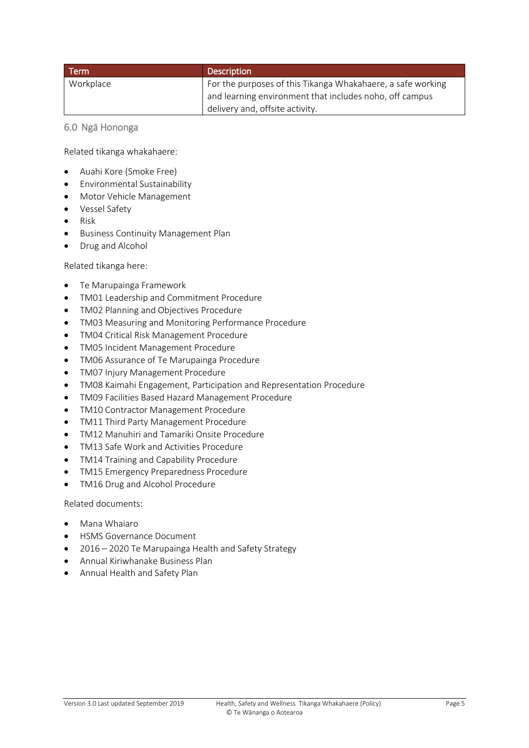| Term | Description |
|---|---|
| Workplace | For the purposes of this Tikanga Whakahaere, a safe working and learning environment that includes noho, off campus delivery and, offsite activity. |

## 6.0 Ngā Hononga

Related tikanga whakahaere:

- Auahi Kore (Smoke Free)
- Environmental Sustainability
- Motor Vehicle Management
- Vessel Safety
- Risk
- Business Continuity Management Plan
- Drug and Alcohol

Related tikanga here:

- Te Marupainga Framework
- TM01 Leadership and Commitment Procedure
- TM02 Planning and Objectives Procedure
- TM03 Measuring and Monitoring Performance Procedure
- TM04 Critical Risk Management Procedure
- TM05 Incident Management Procedure
- TM06 Assurance of Te Marupainga Procedure
- TM07 Injury Management Procedure
- TM08 Kaimahi Engagement, Participation and Representation Procedure
- TM09 Facilities Based Hazard Management Procedure
- TM10 Contractor Management Procedure
- TM11 Third Party Management Procedure
- TM12 Manuhiri and Tamariki Onsite Procedure
- TM13 Safe Work and Activities Procedure
- TM14 Training and Capability Procedure
- TM15 Emergency Preparedness Procedure
- TM16 Drug and Alcohol Procedure

Related documents:

- Mana Whaiaro
- HSMS Governance Document
- 2016 – 2020 Te Marupainga Health and Safety Strategy
- Annual Kiriwhanake Business Plan
- Annual Health and Safety Plan